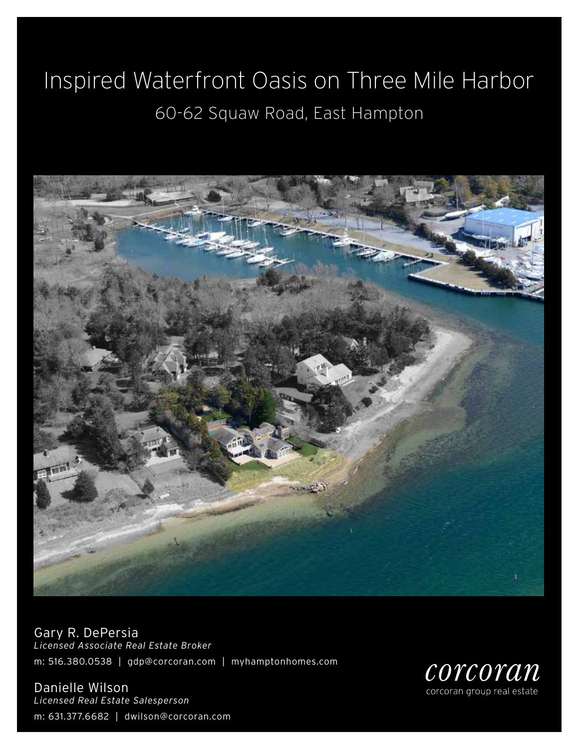# Inspired Waterfront Oasis on Three Mile Harbor

## 60-62 Squaw Road, East Hampton

Gary R. DePersia
*Licensed Associate Real Estate Broker*
m: 516.380.0538 | gdp@corcoran.com | myhamptonhomes.com

Danielle Wilson
*Licensed Real Estate Salesperson*
m: 631.377.6682 | dwilson@corcoran.com

corcoran
corcoran group real estate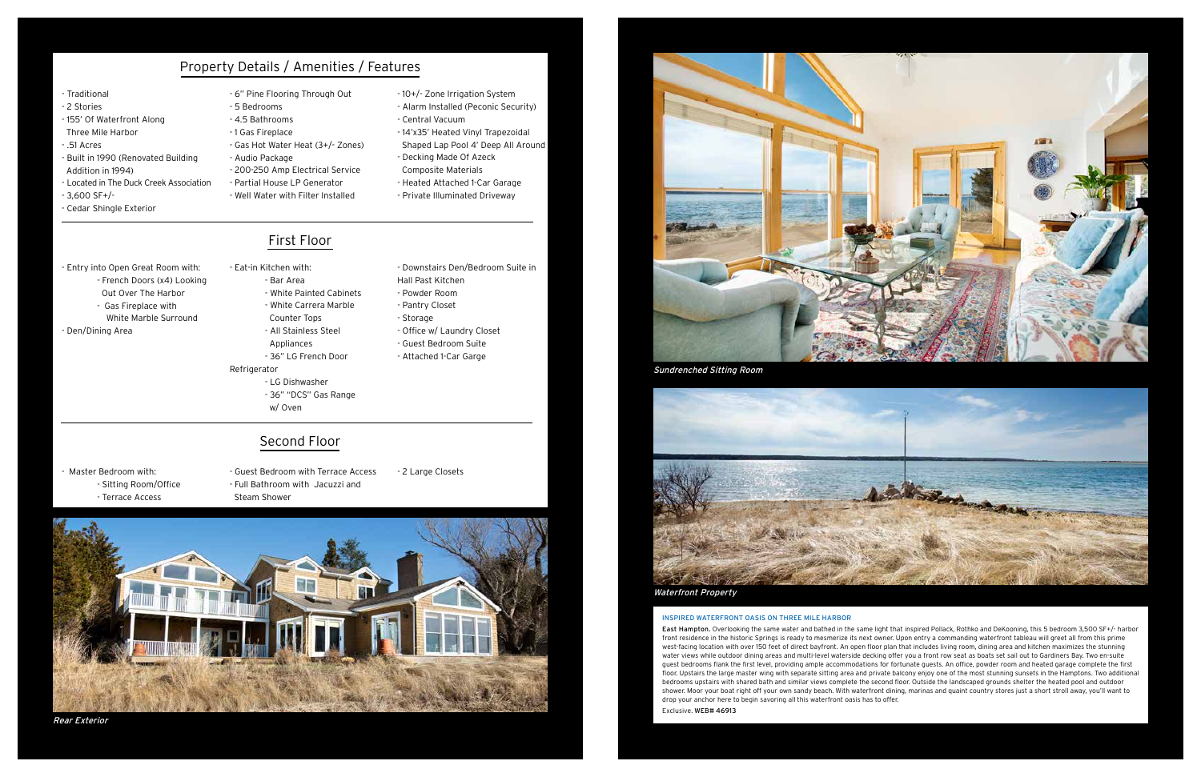## Property Details / Amenities / Features

- Traditional
- 2 Stories
- 155' Of Waterfront Along Three Mile Harbor
- .51 Acres
- Built in 1990 (Renovated Building Addition in 1994)
- Located in The Duck Creek Association
- 3,600 SF+/-
- Cedar Shingle Exterior
- 6" Pine Flooring Through Out
- 5 Bedrooms
- 4.5 Bathrooms
- 1 Gas Fireplace
- Gas Hot Water Heat (3+/- Zones)
- Audio Package
- 200-250 Amp Electrical Service
- Partial House LP Generator
- Well Water with Filter Installed
- 10+/- Zone Irrigation System
- Alarm Installed (Peconic Security)
- Central Vacuum
- 14'x35' Heated Vinyl Trapezoidal Shaped Lap Pool 4' Deep All Around
- Decking Made Of Azeck Composite Materials
- Heated Attached 1-Car Garage
- Private Illuminated Driveway

## First Floor

- Entry into Open Great Room with:
  - French Doors (x4) Looking Out Over The Harbor
  - Gas Fireplace with White Marble Surround
- Den/Dining Area
- Eat-in Kitchen with:
  - Bar Area
  - White Painted Cabinets
  - White Carrera Marble Counter Tops
  - All Stainless Steel Appliances
  - 36" LG French Door Refrigerator
  - LG Dishwasher
  - 36" "DCS" Gas Range w/ Oven
- Downstairs Den/Bedroom Suite in Hall Past Kitchen
- Powder Room
- Pantry Closet
- Storage
- Office w/ Laundry Closet
- Guest Bedroom Suite
- Attached 1-Car Garge

## Second Floor

- Master Bedroom with:
  - Sitting Room/Office
  - Terrace Access
- Guest Bedroom with Terrace Access
- Full Bathroom with Jacuzzi and Steam Shower
- 2 Large Closets

*Rear Exterior*

*Sundrenched Sitting Room*

*Waterfront Property*

### INSPIRED WATERFRONT OASIS ON THREE MILE HARBOR

**East Hampton.** Overlooking the same water and bathed in the same light that inspired Pollack, Rothko and DeKooning, this 5 bedroom 3,500 SF+/- harbor front residence in the historic Springs is ready to mesmerize its next owner. Upon entry a commanding waterfront tableau will greet all from this prime west-facing location with over 150 feet of direct bayfront. An open floor plan that includes living room, dining area and kitchen maximizes the stunning water views while outdoor dining areas and multi-level waterside decking offer you a front row seat as boats set sail out to Gardiners Bay. Two en-suite guest bedrooms flank the first level, providing ample accommodations for fortunate guests. An office, powder room and heated garage complete the first floor. Upstairs the large master wing with separate sitting area and private balcony enjoy one of the most stunning sunsets in the Hamptons. Two additional bedrooms upstairs with shared bath and similar views complete the second floor. Outside the landscaped grounds shelter the heated pool and outdoor shower. Moor your boat right off your own sandy beach. With waterfront dining, marinas and quaint country stores just a short stroll away, you'll want to drop your anchor here to begin savoring all this waterfront oasis has to offer.

Exclusive. **WEB# 46913**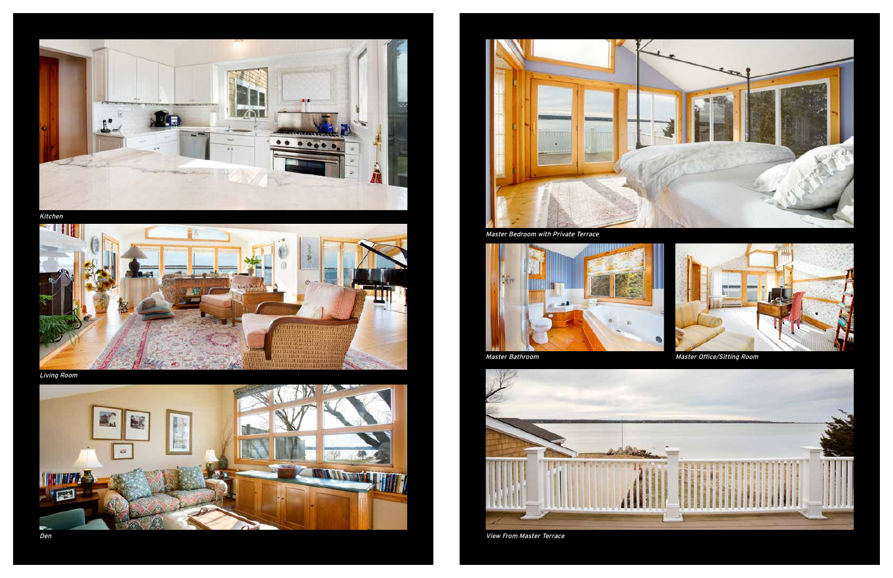*Kitchen*

*Living Room*

*Den*

*Master Bedroom with Private Terrace*

*Master Bathroom*

*Master Office/Sitting Room*

*View From Master Terrace*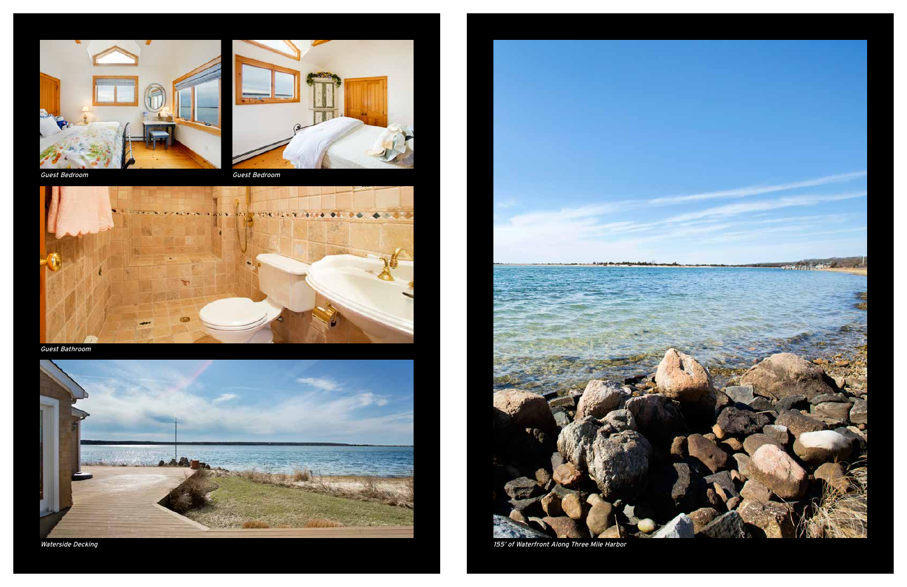*Guest Bedroom*

*Guest Bedroom*

*Guest Bathroom*

*Waterside Decking*

*155' of Waterfront Along Three Mile Harbor*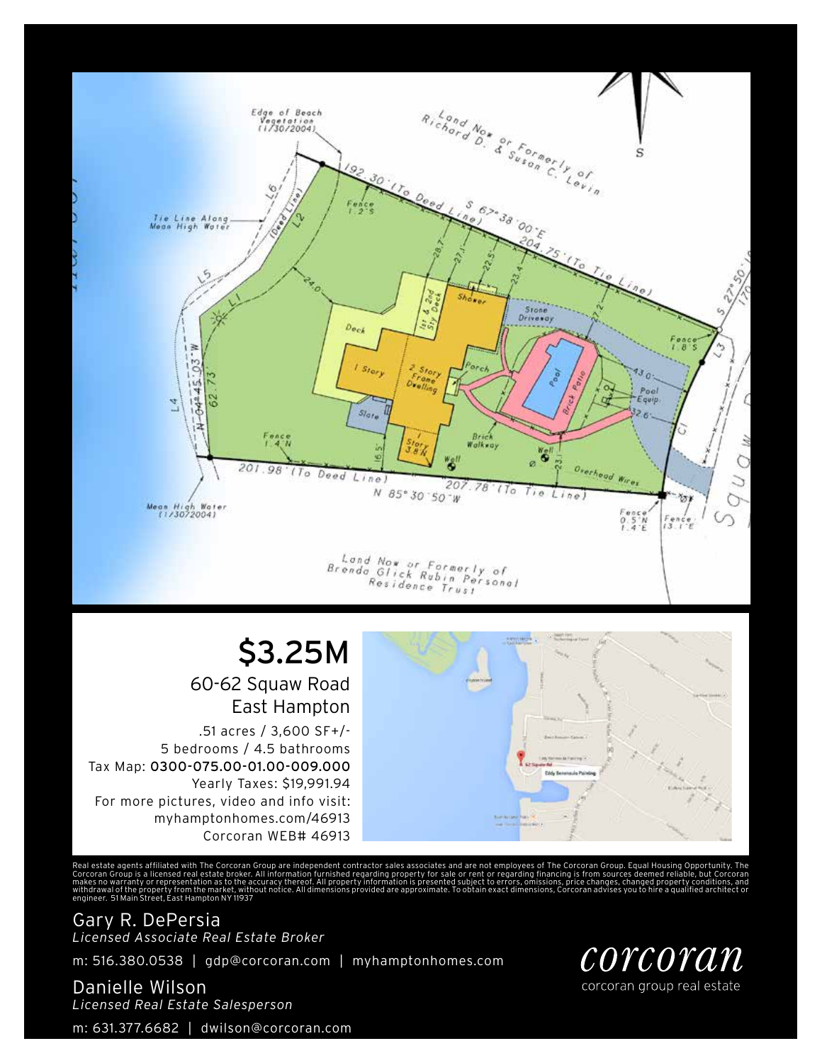# $3.25M

60-62 Squaw Road
East Hampton

.51 acres / 3,600 SF+/-
5 bedrooms / 4.5 bathrooms
Tax Map: **0300-075.00-01.00-009.000**
Yearly Taxes: $19,991.94
For more pictures, video and info visit:
myhamptonhomes.com/46913
Corcoran WEB# 46913

Real estate agents affiliated with The Corcoran Group are independent contractor sales associates and are not employees of The Corcoran Group. Equal Housing Opportunity. The Corcoran Group is a licensed real estate broker. All information furnished regarding property for sale or rent or regarding financing is from sources deemed reliable, but Corcoran makes no warranty or representation as to the accuracy thereof. All property information is presented subject to errors, omissions, price changes, changed property conditions, and withdrawal of the property from the market, without notice. All dimensions provided are approximate. To obtain exact dimensions, Corcoran advises you to hire a qualified architect or engineer. 51 Main Street, East Hampton NY 11937

Gary R. DePersia
*Licensed Associate Real Estate Broker*

m: 516.380.0538 | gdp@corcoran.com | myhamptonhomes.com

Danielle Wilson
*Licensed Real Estate Salesperson*

m: 631.377.6682 | dwilson@corcoran.com

corcoran
corcoran group real estate